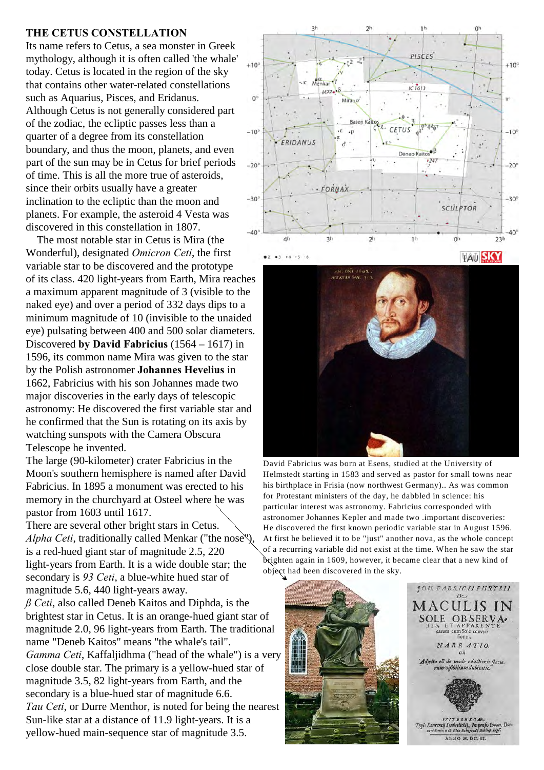# THE CETUS CONSTELLATION

Its name refers to Cetus, a sea monster in Greek mythology, although it is often called 'the whale' today. Cetus is located in the region of the sky that contains other water-related constellations such as Aquarius, Pisces, and Eridanus. Although Cetus is not generally considered part of the zodiac, the ecliptic passes less than a quarter of a degree from its constellation boundary, and thus the moon, planets, and even part of the sun may be in Cetus for brief periods of time. This is all the more true of asteroids, since their orbits usually have a greater inclination to the ecliptic than the moon and planets. For example, the asteroid 4 Vesta was discovered in this constellation in 1807.

The most notable star in Cetus is Mira (the Wonderful), designated *Omicron Ceti*, the first variable star to be discovered and the prototype of its class. 420 light-years from Earth, Mira reaches a maximum apparent magnitude of 3 (visible to the naked eye) and over a period of 332 days dips to a minimum magnitude of 10 (invisible to the unaided eye) pulsating between 400 and 500 solar diameters. Discovered **by David Fabricius** (1564 – 1617) in 1596, its common name Mira was given to the star by the Polish astronomer **Johannes Hevelius** in 1662, Fabricius with his son Johannes made two major discoveries in the early days of telescopic astronomy: He discovered the first variable star and he confirmed that the Sun is rotating on its axis by watching sunspots with the Camera Obscura Telescope he invented.

The large (90-kilometer) crater Fabricius in the Moon's southern hemisphere is named after David Fabricius. In 1895 a monument was erected to his memory in the churchyard at Osteel where he was pastor from 1603 until 1617.

There are several other bright stars in Cetus. *Alpha Ceti*, traditionally called Menkar ("the nose"), is a red-hued giant star of magnitude 2.5, 220 light-years from Earth. It is a wide double star; the secondary is *93 Ceti*, a blue-white hued star of magnitude 5.6, 440 light-years away.

*ß Ceti*, also called Deneb Kaitos and Diphda, is the brightest star in Cetus. It is an orange-hued giant star of magnitude 2.0, 96 light-years from Earth. The traditional name "Deneb Kaitos" means "the whale's tail".

*Gamma Ceti*, Kaffaljidhma ("head of the whale") is a very close double star. The primary is a yellow-hued star of magnitude 3.5, 82 light-years from Earth, and the secondary is a blue-hued star of magnitude 6.6.

*Tau Ceti*, or Durre Menthor, is noted for being the nearest Sun-like star at a distance of 11.9 light-years. It is a yellow-hued main-sequence star of magnitude 3.5.

David Fabricius was born at Esens, studied at the University of Helmstedt starting in 1583 and served as pastor for small towns near his birthplace in Frisia (now northwest Germany).. As was common for Protestant ministers of the day, he dabbled in science: his particular interest was astronomy. Fabricius corresponded with astronomer Johannes Kepler and made two .important discoveries: He discovered the first known periodic variable star in August 1596. At first he believed it to be "just" another nova, as the whole concept of a recurring variable did not exist at the time. When he saw the star brighten again in 1609, however, it became clear that a new kind of object had been discovered in the sky.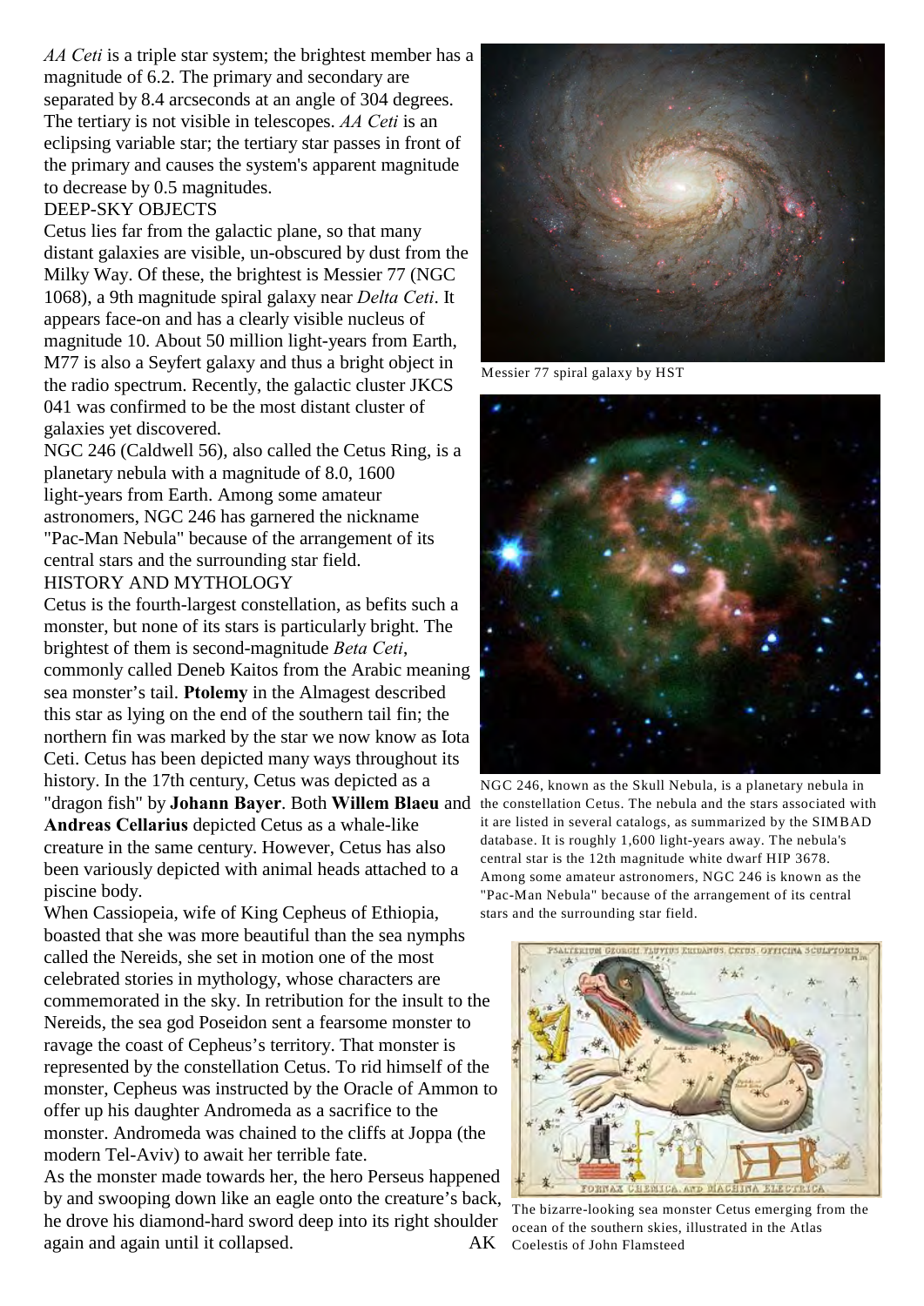*AA Ceti* is a triple star system; the brightest member has a magnitude of 6.2. The primary and secondary are separated by 8.4 arcseconds at an angle of 304 degrees. The tertiary is not visible in telescopes. *AA Ceti* is an eclipsing variable star; the tertiary star passes in front of the primary and causes the system's apparent magnitude to decrease by 0.5 magnitudes.

## DEEP-SKY OBJECTS

Cetus lies far from the galactic plane, so that many distant galaxies are visible, un-obscured by dust from the Milky Way. Of these, the brightest is Messier 77 (NGC 1068), a 9th magnitude spiral galaxy near *Delta Ceti*. It appears face-on and has a clearly visible nucleus of magnitude 10. About 50 million light-years from Earth, M77 is also a Seyfert galaxy and thus a bright object in the radio spectrum. Recently, the galactic cluster JKCS 041 was confirmed to be the most distant cluster of galaxies yet discovered.

NGC 246 (Caldwell 56), also called the Cetus Ring, is a planetary nebula with a magnitude of 8.0, 1600 light-years from Earth. Among some amateur astronomers, NGC 246 has garnered the nickname "Pac-Man Nebula" because of the arrangement of its central stars and the surrounding star field.

## HISTORY AND MYTHOLOGY

Cetus is the fourth-largest constellation, as befits such a monster, but none of its stars is particularly bright. The brightest of them is second-magnitude *Beta Ceti*, commonly called Deneb Kaitos from the Arabic meaning sea monster's tail. **Ptolemy** in the Almagest described this star as lying on the end of the southern tail fin; the northern fin was marked by the star we now know as Iota Ceti. Cetus has been depicted many ways throughout its history. In the 17th century, Cetus was depicted as a "dragon fish" by **Johann Bayer**. Both **Willem Blaeu** and **Andreas Cellarius** depicted Cetus as a whale-like creature in the same century. However, Cetus has also been variously depicted with animal heads attached to a piscine body.

When Cassiopeia, wife of King Cepheus of Ethiopia, boasted that she was more beautiful than the sea nymphs called the Nereids, she set in motion one of the most celebrated stories in mythology, whose characters are commemorated in the sky. In retribution for the insult to the Nereids, the sea god Poseidon sent a fearsome monster to ravage the coast of Cepheus's territory. That monster is represented by the constellation Cetus. To rid himself of the monster, Cepheus was instructed by the Oracle of Ammon to offer up his daughter Andromeda as a sacrifice to the monster. Andromeda was chained to the cliffs at Joppa (the modern Tel-Aviv) to await her terrible fate.

As the monster made towards her, the hero Perseus happened by and swooping down like an eagle onto the creature's back, he drove his diamond-hard sword deep into its right shoulder again and again until it collapsed. AK

Messier 77 spiral galaxy by HST

NGC 246, known as the Skull Nebula, is a planetary nebula in the constellation Cetus. The nebula and the stars associated with it are listed in several catalogs, as summarized by the SIMBAD database. It is roughly 1,600 light-years away. The nebula's central star is the 12th magnitude white dwarf HIP 3678. Among some amateur astronomers, NGC 246 is known as the "Pac-Man Nebula" because of the arrangement of its central stars and the surrounding star field.

The bizarre-looking sea monster Cetus emerging from the ocean of the southern skies, illustrated in the Atlas Coelestis of John Flamsteed